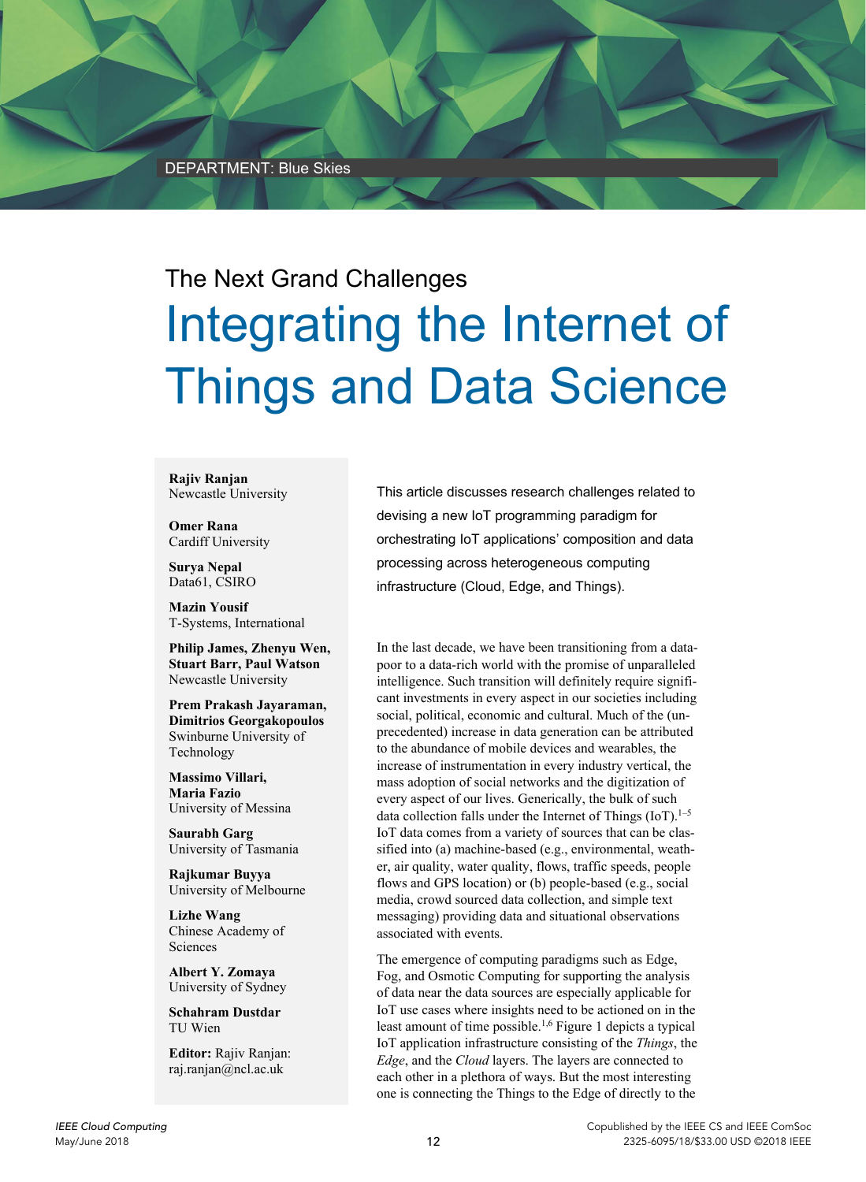DEPARTMENT: Blue Skies

## The Next Grand Challenges

# Integrating the Internet of Things and Data Science

**Rajiv Ranjan**
Newcastle University

**Omer Rana**
Cardiff University

**Surya Nepal**
Data61, CSIRO

**Mazin Yousif**
T-Systems, International

**Philip James, Zhenyu Wen, Stuart Barr, Paul Watson**
Newcastle University

**Prem Prakash Jayaraman, Dimitrios Georgakopoulos**
Swinburne University of Technology

**Massimo Villari, Maria Fazio**
University of Messina

**Saurabh Garg**
University of Tasmania

**Rajkumar Buyya**
University of Melbourne

**Lizhe Wang**
Chinese Academy of Sciences

**Albert Y. Zomaya**
University of Sydney

**Schahram Dustdar**
TU Wien

**Editor:** Rajiv Ranjan: raj.ranjan@ncl.ac.uk

This article discusses research challenges related to devising a new IoT programming paradigm for orchestrating IoT applications' composition and data processing across heterogeneous computing infrastructure (Cloud, Edge, and Things).

In the last decade, we have been transitioning from a data-poor to a data-rich world with the promise of unparalleled intelligence. Such transition will definitely require significant investments in every aspect in our societies including social, political, economic and cultural. Much of the (unprecedented) increase in data generation can be attributed to the abundance of mobile devices and wearables, the increase of instrumentation in every industry vertical, the mass adoption of social networks and the digitization of every aspect of our lives. Generically, the bulk of such data collection falls under the Internet of Things (IoT).[1–5] IoT data comes from a variety of sources that can be classified into (a) machine-based (e.g., environmental, weather, air quality, water quality, flows, traffic speeds, people flows and GPS location) or (b) people-based (e.g., social media, crowd sourced data collection, and simple text messaging) providing data and situational observations associated with events.

The emergence of computing paradigms such as Edge, Fog, and Osmotic Computing for supporting the analysis of data near the data sources are especially applicable for IoT use cases where insights need to be actioned on in the least amount of time possible.[1,6] Figure 1 depicts a typical IoT application infrastructure consisting of the *Things*, the *Edge*, and the *Cloud* layers. The layers are connected to each other in a plethora of ways. But the most interesting one is connecting the Things to the Edge of directly to the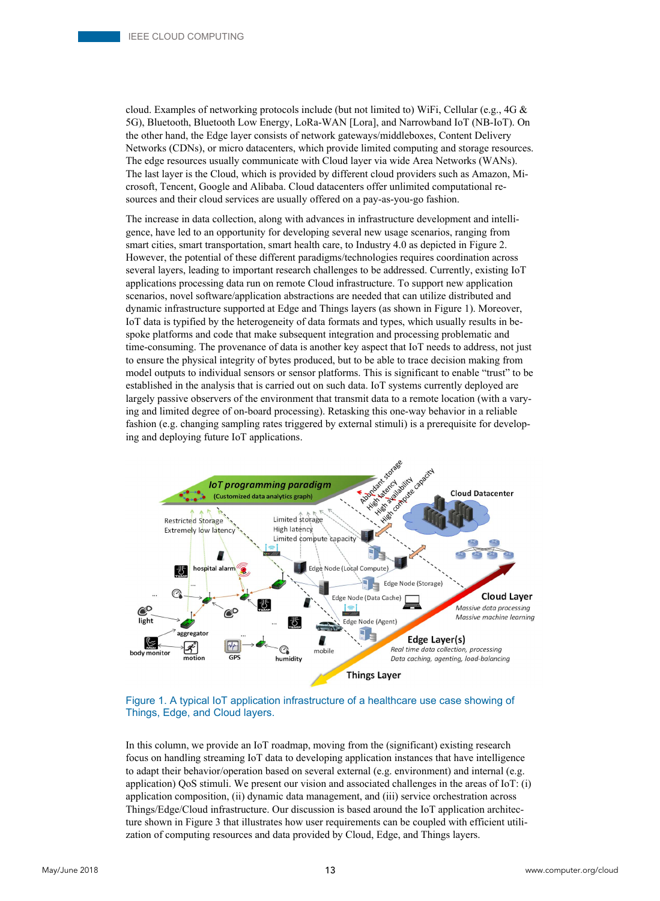cloud. Examples of networking protocols include (but not limited to) WiFi, Cellular (e.g., 4G & 5G), Bluetooth, Bluetooth Low Energy, LoRa-WAN [Lora], and Narrowband IoT (NB-IoT). On the other hand, the Edge layer consists of network gateways/middleboxes, Content Delivery Networks (CDNs), or micro datacenters, which provide limited computing and storage resources. The edge resources usually communicate with Cloud layer via wide Area Networks (WANs). The last layer is the Cloud, which is provided by different cloud providers such as Amazon, Microsoft, Tencent, Google and Alibaba. Cloud datacenters offer unlimited computational resources and their cloud services are usually offered on a pay-as-you-go fashion.

The increase in data collection, along with advances in infrastructure development and intelligence, have led to an opportunity for developing several new usage scenarios, ranging from smart cities, smart transportation, smart health care, to Industry 4.0 as depicted in Figure 2. However, the potential of these different paradigms/technologies requires coordination across several layers, leading to important research challenges to be addressed. Currently, existing IoT applications processing data run on remote Cloud infrastructure. To support new application scenarios, novel software/application abstractions are needed that can utilize distributed and dynamic infrastructure supported at Edge and Things layers (as shown in Figure 1). Moreover, IoT data is typified by the heterogeneity of data formats and types, which usually results in bespoke platforms and code that make subsequent integration and processing problematic and time-consuming. The provenance of data is another key aspect that IoT needs to address, not just to ensure the physical integrity of bytes produced, but to be able to trace decision making from model outputs to individual sensors or sensor platforms. This is significant to enable "trust" to be established in the analysis that is carried out on such data. IoT systems currently deployed are largely passive observers of the environment that transmit data to a remote location (with a varying and limited degree of on-board processing). Retasking this one-way behavior in a reliable fashion (e.g. changing sampling rates triggered by external stimuli) is a prerequisite for developing and deploying future IoT applications.

IoT programming paradigm
(Customized data analytics graph)
Abundant storage
High latency
High availability
High compute capacity
Cloud Datacenter
Restricted Storage
Extremely low latency
Limited storage
High latency
Limited compute capacity
hospital alarm
Edge Node (Local Compute)
Edge Node (Storage)
Edge Node (Data Cache)
Cloud Layer
Massive data processing
Massive machine learning
light
aggregator
Edge Node (Agent)
mobile
Edge Layer(s)
Real time data collection, processing
Data caching, agenting, load-balancing
body monitor
motion
GPS
humidity
Things Layer

Figure 1. A typical IoT application infrastructure of a healthcare use case showing of Things, Edge, and Cloud layers.

In this column, we provide an IoT roadmap, moving from the (significant) existing research focus on handling streaming IoT data to developing application instances that have intelligence to adapt their behavior/operation based on several external (e.g. environment) and internal (e.g. application) QoS stimuli. We present our vision and associated challenges in the areas of IoT: (i) application composition, (ii) dynamic data management, and (iii) service orchestration across Things/Edge/Cloud infrastructure. Our discussion is based around the IoT application architecture shown in Figure 3 that illustrates how user requirements can be coupled with efficient utilization of computing resources and data provided by Cloud, Edge, and Things layers.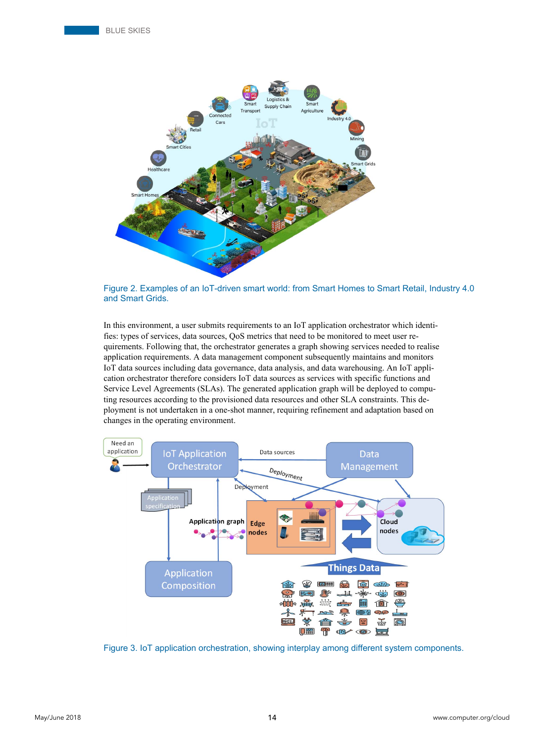Figure 2. Examples of an IoT-driven smart world: from Smart Homes to Smart Retail, Industry 4.0 and Smart Grids.

In this environment, a user submits requirements to an IoT application orchestrator which identifies: types of services, data sources, QoS metrics that need to be monitored to meet user requirements. Following that, the orchestrator generates a graph showing services needed to realise application requirements. A data management component subsequently maintains and monitors IoT data sources including data governance, data analysis, and data warehousing. An IoT application orchestrator therefore considers IoT data sources as services with specific functions and Service Level Agreements (SLAs). The generated application graph will be deployed to computing resources according to the provisioned data resources and other SLA constraints. This deployment is not undertaken in a one-shot manner, requiring refinement and adaptation based on changes in the operating environment.

Figure 3. IoT application orchestration, showing interplay among different system components.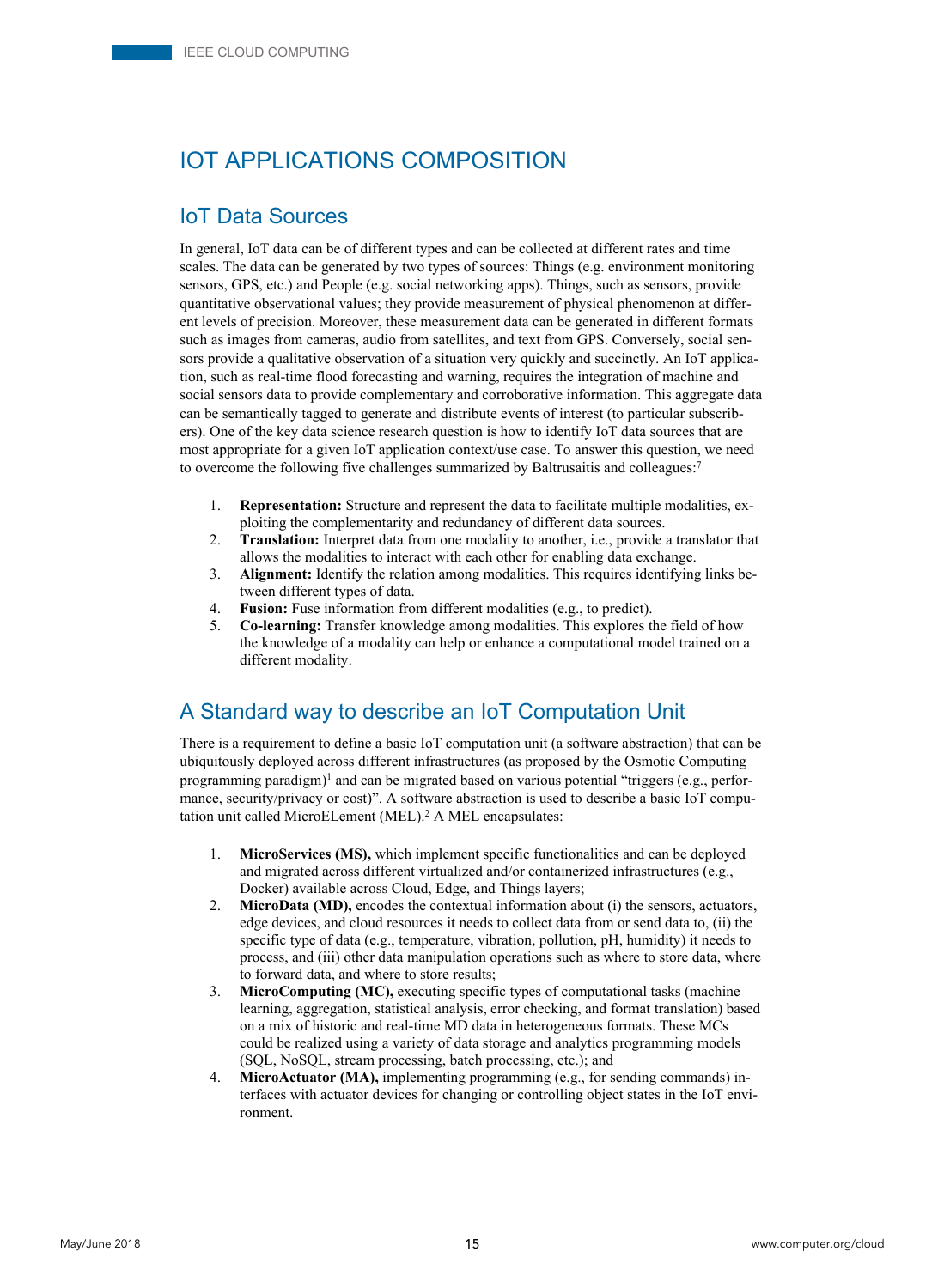# IOT APPLICATIONS COMPOSITION

## IoT Data Sources

In general, IoT data can be of different types and can be collected at different rates and time scales. The data can be generated by two types of sources: Things (e.g. environment monitoring sensors, GPS, etc.) and People (e.g. social networking apps). Things, such as sensors, provide quantitative observational values; they provide measurement of physical phenomenon at different levels of precision. Moreover, these measurement data can be generated in different formats such as images from cameras, audio from satellites, and text from GPS. Conversely, social sensors provide a qualitative observation of a situation very quickly and succinctly. An IoT application, such as real-time flood forecasting and warning, requires the integration of machine and social sensors data to provide complementary and corroborative information. This aggregate data can be semantically tagged to generate and distribute events of interest (to particular subscribers). One of the key data science research question is how to identify IoT data sources that are most appropriate for a given IoT application context/use case. To answer this question, we need to overcome the following five challenges summarized by Baltrusaitis and colleagues:[7]

1. **Representation:** Structure and represent the data to facilitate multiple modalities, exploiting the complementarity and redundancy of different data sources.
2. **Translation:** Interpret data from one modality to another, i.e., provide a translator that allows the modalities to interact with each other for enabling data exchange.
3. **Alignment:** Identify the relation among modalities. This requires identifying links between different types of data.
4. **Fusion:** Fuse information from different modalities (e.g., to predict).
5. **Co-learning:** Transfer knowledge among modalities. This explores the field of how the knowledge of a modality can help or enhance a computational model trained on a different modality.

## A Standard way to describe an IoT Computation Unit

There is a requirement to define a basic IoT computation unit (a software abstraction) that can be ubiquitously deployed across different infrastructures (as proposed by the Osmotic Computing programming paradigm)[1] and can be migrated based on various potential "triggers (e.g., performance, security/privacy or cost)". A software abstraction is used to describe a basic IoT computation unit called MicroELement (MEL).[2] A MEL encapsulates:

1. **MicroServices (MS),** which implement specific functionalities and can be deployed and migrated across different virtualized and/or containerized infrastructures (e.g., Docker) available across Cloud, Edge, and Things layers;
2. **MicroData (MD),** encodes the contextual information about (i) the sensors, actuators, edge devices, and cloud resources it needs to collect data from or send data to, (ii) the specific type of data (e.g., temperature, vibration, pollution, pH, humidity) it needs to process, and (iii) other data manipulation operations such as where to store data, where to forward data, and where to store results;
3. **MicroComputing (MC),** executing specific types of computational tasks (machine learning, aggregation, statistical analysis, error checking, and format translation) based on a mix of historic and real-time MD data in heterogeneous formats. These MCs could be realized using a variety of data storage and analytics programming models (SQL, NoSQL, stream processing, batch processing, etc.); and
4. **MicroActuator (MA),** implementing programming (e.g., for sending commands) interfaces with actuator devices for changing or controlling object states in the IoT environment.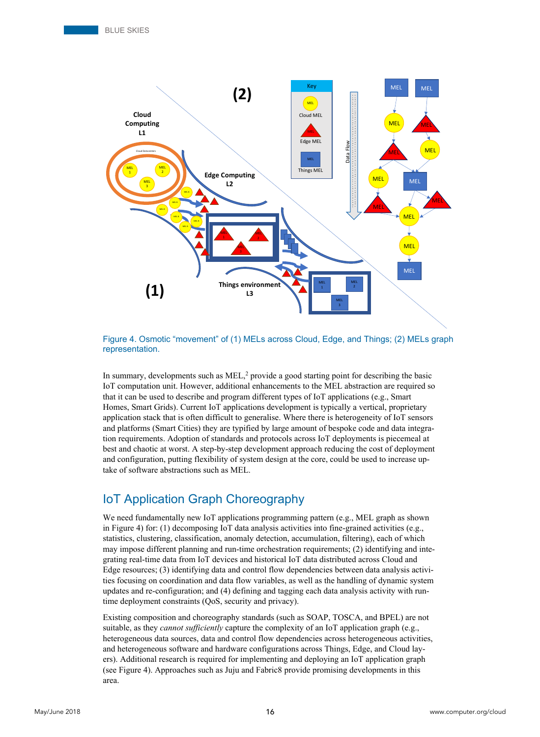Figure 4. Osmotic "movement" of (1) MELs across Cloud, Edge, and Things; (2) MELs graph representation.

In summary, developments such as MEL,[2] provide a good starting point for describing the basic IoT computation unit. However, additional enhancements to the MEL abstraction are required so that it can be used to describe and program different types of IoT applications (e.g., Smart Homes, Smart Grids). Current IoT applications development is typically a vertical, proprietary application stack that is often difficult to generalise. Where there is heterogeneity of IoT sensors and platforms (Smart Cities) they are typified by large amount of bespoke code and data integration requirements. Adoption of standards and protocols across IoT deployments is piecemeal at best and chaotic at worst. A step-by-step development approach reducing the cost of deployment and configuration, putting flexibility of system design at the core, could be used to increase uptake of software abstractions such as MEL.

## IoT Application Graph Choreography

We need fundamentally new IoT applications programming pattern (e.g., MEL graph as shown in Figure 4) for: (1) decomposing IoT data analysis activities into fine-grained activities (e.g., statistics, clustering, classification, anomaly detection, accumulation, filtering), each of which may impose different planning and run-time orchestration requirements; (2) identifying and integrating real-time data from IoT devices and historical IoT data distributed across Cloud and Edge resources; (3) identifying data and control flow dependencies between data analysis activities focusing on coordination and data flow variables, as well as the handling of dynamic system updates and re-configuration; and (4) defining and tagging each data analysis activity with run-time deployment constraints (QoS, security and privacy).

Existing composition and choreography standards (such as SOAP, TOSCA, and BPEL) are not suitable, as they *cannot sufficiently* capture the complexity of an IoT application graph (e.g., heterogeneous data sources, data and control flow dependencies across heterogeneous activities, and heterogeneous software and hardware configurations across Things, Edge, and Cloud layers). Additional research is required for implementing and deploying an IoT application graph (see Figure 4). Approaches such as Juju and Fabric8 provide promising developments in this area.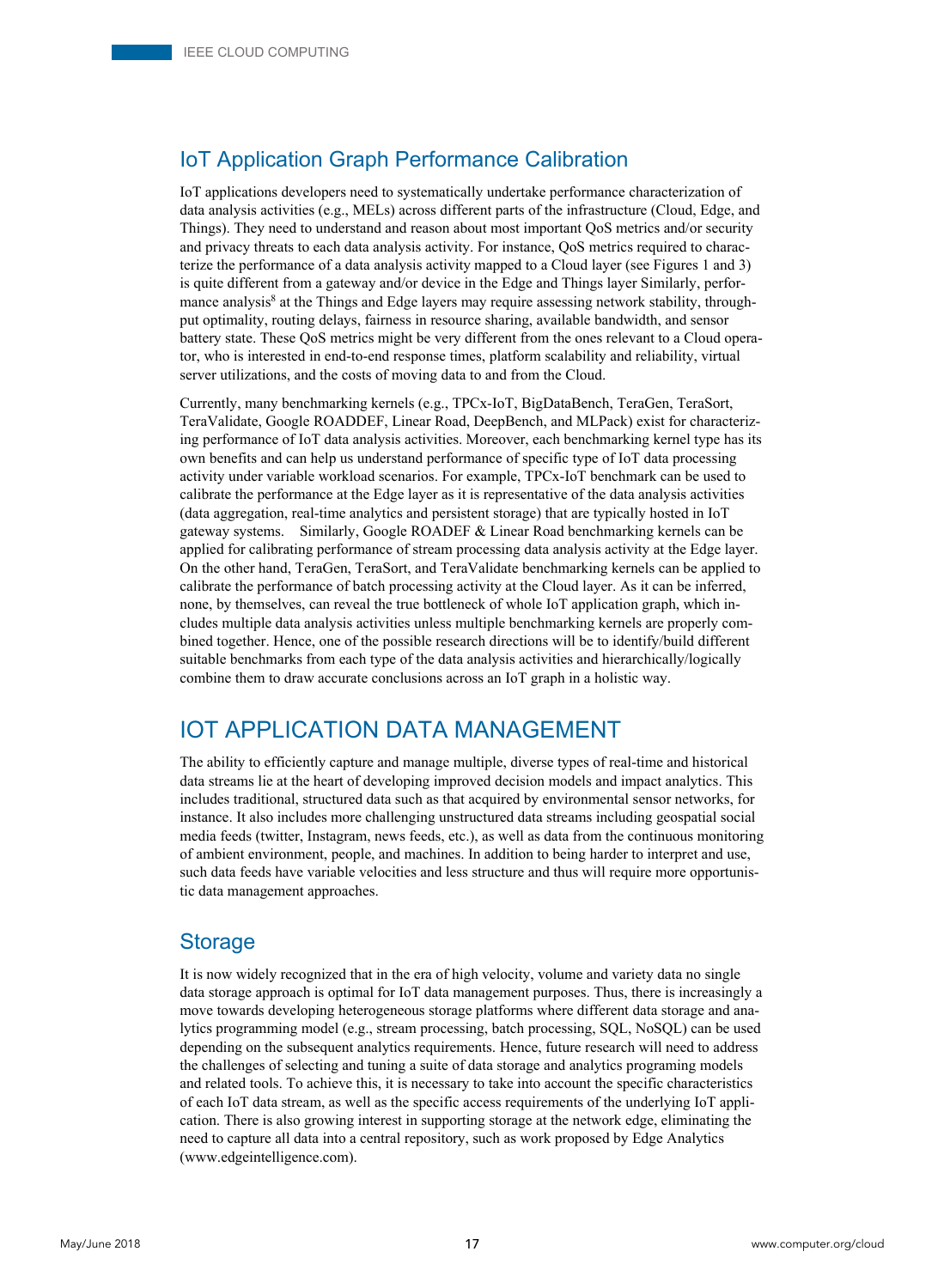## IoT Application Graph Performance Calibration

IoT applications developers need to systematically undertake performance characterization of data analysis activities (e.g., MELs) across different parts of the infrastructure (Cloud, Edge, and Things). They need to understand and reason about most important QoS metrics and/or security and privacy threats to each data analysis activity. For instance, QoS metrics required to characterize the performance of a data analysis activity mapped to a Cloud layer (see Figures 1 and 3) is quite different from a gateway and/or device in the Edge and Things layer Similarly, performance analysis[8] at the Things and Edge layers may require assessing network stability, throughput optimality, routing delays, fairness in resource sharing, available bandwidth, and sensor battery state. These QoS metrics might be very different from the ones relevant to a Cloud operator, who is interested in end-to-end response times, platform scalability and reliability, virtual server utilizations, and the costs of moving data to and from the Cloud.

Currently, many benchmarking kernels (e.g., TPCx-IoT, BigDataBench, TeraGen, TeraSort, TeraValidate, Google ROADDEF, Linear Road, DeepBench, and MLPack) exist for characterizing performance of IoT data analysis activities. Moreover, each benchmarking kernel type has its own benefits and can help us understand performance of specific type of IoT data processing activity under variable workload scenarios. For example, TPCx-IoT benchmark can be used to calibrate the performance at the Edge layer as it is representative of the data analysis activities (data aggregation, real-time analytics and persistent storage) that are typically hosted in IoT gateway systems. Similarly, Google ROADEF & Linear Road benchmarking kernels can be applied for calibrating performance of stream processing data analysis activity at the Edge layer. On the other hand, TeraGen, TeraSort, and TeraValidate benchmarking kernels can be applied to calibrate the performance of batch processing activity at the Cloud layer. As it can be inferred, none, by themselves, can reveal the true bottleneck of whole IoT application graph, which includes multiple data analysis activities unless multiple benchmarking kernels are properly combined together. Hence, one of the possible research directions will be to identify/build different suitable benchmarks from each type of the data analysis activities and hierarchically/logically combine them to draw accurate conclusions across an IoT graph in a holistic way.

# IOT APPLICATION DATA MANAGEMENT

The ability to efficiently capture and manage multiple, diverse types of real-time and historical data streams lie at the heart of developing improved decision models and impact analytics. This includes traditional, structured data such as that acquired by environmental sensor networks, for instance. It also includes more challenging unstructured data streams including geospatial social media feeds (twitter, Instagram, news feeds, etc.), as well as data from the continuous monitoring of ambient environment, people, and machines. In addition to being harder to interpret and use, such data feeds have variable velocities and less structure and thus will require more opportunistic data management approaches.

## Storage

It is now widely recognized that in the era of high velocity, volume and variety data no single data storage approach is optimal for IoT data management purposes. Thus, there is increasingly a move towards developing heterogeneous storage platforms where different data storage and analytics programming model (e.g., stream processing, batch processing, SQL, NoSQL) can be used depending on the subsequent analytics requirements. Hence, future research will need to address the challenges of selecting and tuning a suite of data storage and analytics programing models and related tools. To achieve this, it is necessary to take into account the specific characteristics of each IoT data stream, as well as the specific access requirements of the underlying IoT application. There is also growing interest in supporting storage at the network edge, eliminating the need to capture all data into a central repository, such as work proposed by Edge Analytics (www.edgeintelligence.com).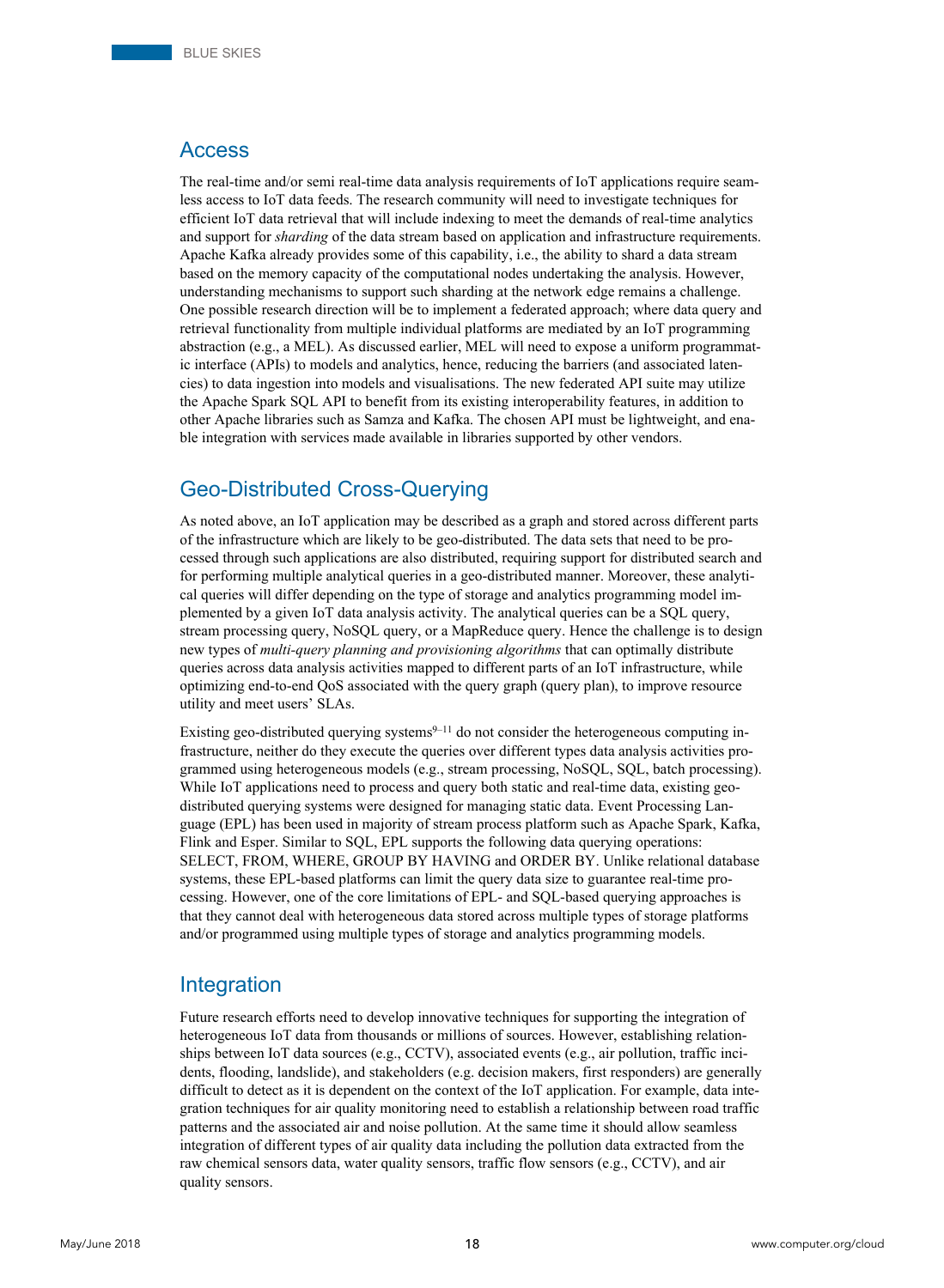## Access

The real-time and/or semi real-time data analysis requirements of IoT applications require seamless access to IoT data feeds. The research community will need to investigate techniques for efficient IoT data retrieval that will include indexing to meet the demands of real-time analytics and support for *sharding* of the data stream based on application and infrastructure requirements. Apache Kafka already provides some of this capability, i.e., the ability to shard a data stream based on the memory capacity of the computational nodes undertaking the analysis. However, understanding mechanisms to support such sharding at the network edge remains a challenge. One possible research direction will be to implement a federated approach; where data query and retrieval functionality from multiple individual platforms are mediated by an IoT programming abstraction (e.g., a MEL). As discussed earlier, MEL will need to expose a uniform programmatic interface (APIs) to models and analytics, hence, reducing the barriers (and associated latencies) to data ingestion into models and visualisations. The new federated API suite may utilize the Apache Spark SQL API to benefit from its existing interoperability features, in addition to other Apache libraries such as Samza and Kafka. The chosen API must be lightweight, and enable integration with services made available in libraries supported by other vendors.

## Geo-Distributed Cross-Querying

As noted above, an IoT application may be described as a graph and stored across different parts of the infrastructure which are likely to be geo-distributed. The data sets that need to be processed through such applications are also distributed, requiring support for distributed search and for performing multiple analytical queries in a geo-distributed manner. Moreover, these analytical queries will differ depending on the type of storage and analytics programming model implemented by a given IoT data analysis activity. The analytical queries can be a SQL query, stream processing query, NoSQL query, or a MapReduce query. Hence the challenge is to design new types of *multi-query planning and provisioning algorithms* that can optimally distribute queries across data analysis activities mapped to different parts of an IoT infrastructure, while optimizing end-to-end QoS associated with the query graph (query plan), to improve resource utility and meet users' SLAs.

Existing geo-distributed querying systems[9–11] do not consider the heterogeneous computing infrastructure, neither do they execute the queries over different types data analysis activities programmed using heterogeneous models (e.g., stream processing, NoSQL, SQL, batch processing). While IoT applications need to process and query both static and real-time data, existing geo-distributed querying systems were designed for managing static data. Event Processing Language (EPL) has been used in majority of stream process platform such as Apache Spark, Kafka, Flink and Esper. Similar to SQL, EPL supports the following data querying operations: SELECT, FROM, WHERE, GROUP BY HAVING and ORDER BY. Unlike relational database systems, these EPL-based platforms can limit the query data size to guarantee real-time processing. However, one of the core limitations of EPL- and SQL-based querying approaches is that they cannot deal with heterogeneous data stored across multiple types of storage platforms and/or programmed using multiple types of storage and analytics programming models.

## Integration

Future research efforts need to develop innovative techniques for supporting the integration of heterogeneous IoT data from thousands or millions of sources. However, establishing relationships between IoT data sources (e.g., CCTV), associated events (e.g., air pollution, traffic incidents, flooding, landslide), and stakeholders (e.g. decision makers, first responders) are generally difficult to detect as it is dependent on the context of the IoT application. For example, data integration techniques for air quality monitoring need to establish a relationship between road traffic patterns and the associated air and noise pollution. At the same time it should allow seamless integration of different types of air quality data including the pollution data extracted from the raw chemical sensors data, water quality sensors, traffic flow sensors (e.g., CCTV), and air quality sensors.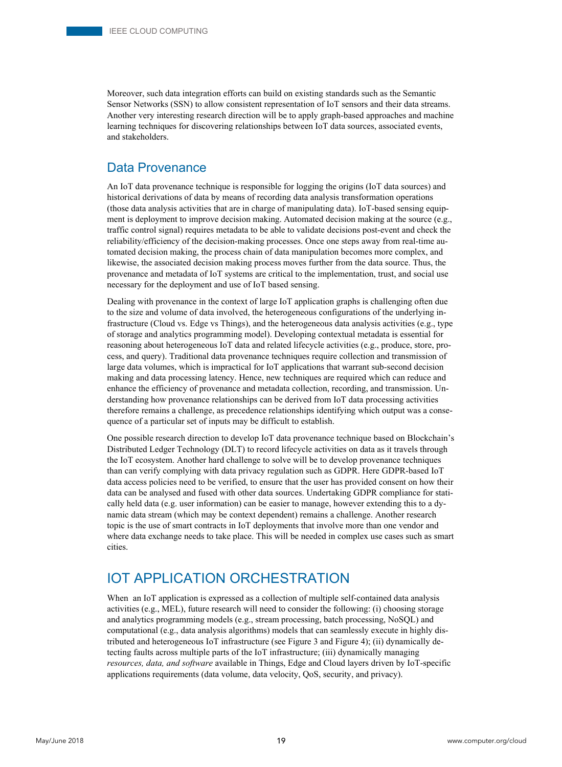Moreover, such data integration efforts can build on existing standards such as the Semantic Sensor Networks (SSN) to allow consistent representation of IoT sensors and their data streams. Another very interesting research direction will be to apply graph-based approaches and machine learning techniques for discovering relationships between IoT data sources, associated events, and stakeholders.

## Data Provenance

An IoT data provenance technique is responsible for logging the origins (IoT data sources) and historical derivations of data by means of recording data analysis transformation operations (those data analysis activities that are in charge of manipulating data). IoT-based sensing equipment is deployment to improve decision making. Automated decision making at the source (e.g., traffic control signal) requires metadata to be able to validate decisions post-event and check the reliability/efficiency of the decision-making processes. Once one steps away from real-time automated decision making, the process chain of data manipulation becomes more complex, and likewise, the associated decision making process moves further from the data source. Thus, the provenance and metadata of IoT systems are critical to the implementation, trust, and social use necessary for the deployment and use of IoT based sensing.

Dealing with provenance in the context of large IoT application graphs is challenging often due to the size and volume of data involved, the heterogeneous configurations of the underlying infrastructure (Cloud vs. Edge vs Things), and the heterogeneous data analysis activities (e.g., type of storage and analytics programming model). Developing contextual metadata is essential for reasoning about heterogeneous IoT data and related lifecycle activities (e.g., produce, store, process, and query). Traditional data provenance techniques require collection and transmission of large data volumes, which is impractical for IoT applications that warrant sub-second decision making and data processing latency. Hence, new techniques are required which can reduce and enhance the efficiency of provenance and metadata collection, recording, and transmission. Understanding how provenance relationships can be derived from IoT data processing activities therefore remains a challenge, as precedence relationships identifying which output was a consequence of a particular set of inputs may be difficult to establish.

One possible research direction to develop IoT data provenance technique based on Blockchain's Distributed Ledger Technology (DLT) to record lifecycle activities on data as it travels through the IoT ecosystem. Another hard challenge to solve will be to develop provenance techniques than can verify complying with data privacy regulation such as GDPR. Here GDPR-based IoT data access policies need to be verified, to ensure that the user has provided consent on how their data can be analysed and fused with other data sources. Undertaking GDPR compliance for statically held data (e.g. user information) can be easier to manage, however extending this to a dynamic data stream (which may be context dependent) remains a challenge. Another research topic is the use of smart contracts in IoT deployments that involve more than one vendor and where data exchange needs to take place. This will be needed in complex use cases such as smart cities.

# IOT APPLICATION ORCHESTRATION

When an IoT application is expressed as a collection of multiple self-contained data analysis activities (e.g., MEL), future research will need to consider the following: (i) choosing storage and analytics programming models (e.g., stream processing, batch processing, NoSQL) and computational (e.g., data analysis algorithms) models that can seamlessly execute in highly distributed and heterogeneous IoT infrastructure (see Figure 3 and Figure 4); (ii) dynamically detecting faults across multiple parts of the IoT infrastructure; (iii) dynamically managing *resources, data, and software* available in Things, Edge and Cloud layers driven by IoT-specific applications requirements (data volume, data velocity, QoS, security, and privacy).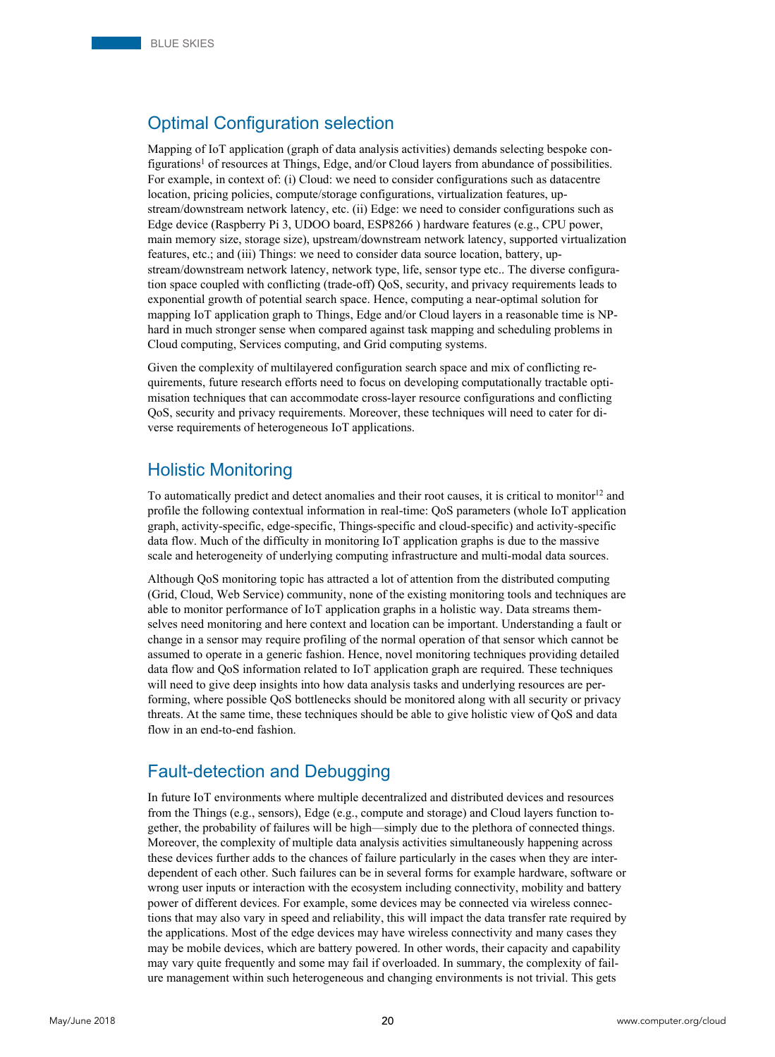## Optimal Configuration selection

Mapping of IoT application (graph of data analysis activities) demands selecting bespoke configurations[1] of resources at Things, Edge, and/or Cloud layers from abundance of possibilities. For example, in context of: (i) Cloud: we need to consider configurations such as datacentre location, pricing policies, compute/storage configurations, virtualization features, upstream/downstream network latency, etc. (ii) Edge: we need to consider configurations such as Edge device (Raspberry Pi 3, UDOO board, ESP8266 ) hardware features (e.g., CPU power, main memory size, storage size), upstream/downstream network latency, supported virtualization features, etc.; and (iii) Things: we need to consider data source location, battery, upstream/downstream network latency, network type, life, sensor type etc.. The diverse configuration space coupled with conflicting (trade-off) QoS, security, and privacy requirements leads to exponential growth of potential search space. Hence, computing a near-optimal solution for mapping IoT application graph to Things, Edge and/or Cloud layers in a reasonable time is NP-hard in much stronger sense when compared against task mapping and scheduling problems in Cloud computing, Services computing, and Grid computing systems.

Given the complexity of multilayered configuration search space and mix of conflicting requirements, future research efforts need to focus on developing computationally tractable optimisation techniques that can accommodate cross-layer resource configurations and conflicting QoS, security and privacy requirements. Moreover, these techniques will need to cater for diverse requirements of heterogeneous IoT applications.

## Holistic Monitoring

To automatically predict and detect anomalies and their root causes, it is critical to monitor[12] and profile the following contextual information in real-time: QoS parameters (whole IoT application graph, activity-specific, edge-specific, Things-specific and cloud-specific) and activity-specific data flow. Much of the difficulty in monitoring IoT application graphs is due to the massive scale and heterogeneity of underlying computing infrastructure and multi-modal data sources.

Although QoS monitoring topic has attracted a lot of attention from the distributed computing (Grid, Cloud, Web Service) community, none of the existing monitoring tools and techniques are able to monitor performance of IoT application graphs in a holistic way. Data streams themselves need monitoring and here context and location can be important. Understanding a fault or change in a sensor may require profiling of the normal operation of that sensor which cannot be assumed to operate in a generic fashion. Hence, novel monitoring techniques providing detailed data flow and QoS information related to IoT application graph are required. These techniques will need to give deep insights into how data analysis tasks and underlying resources are performing, where possible QoS bottlenecks should be monitored along with all security or privacy threats. At the same time, these techniques should be able to give holistic view of QoS and data flow in an end-to-end fashion.

## Fault-detection and Debugging

In future IoT environments where multiple decentralized and distributed devices and resources from the Things (e.g., sensors), Edge (e.g., compute and storage) and Cloud layers function together, the probability of failures will be high—simply due to the plethora of connected things. Moreover, the complexity of multiple data analysis activities simultaneously happening across these devices further adds to the chances of failure particularly in the cases when they are interdependent of each other. Such failures can be in several forms for example hardware, software or wrong user inputs or interaction with the ecosystem including connectivity, mobility and battery power of different devices. For example, some devices may be connected via wireless connections that may also vary in speed and reliability, this will impact the data transfer rate required by the applications. Most of the edge devices may have wireless connectivity and many cases they may be mobile devices, which are battery powered. In other words, their capacity and capability may vary quite frequently and some may fail if overloaded. In summary, the complexity of failure management within such heterogeneous and changing environments is not trivial. This gets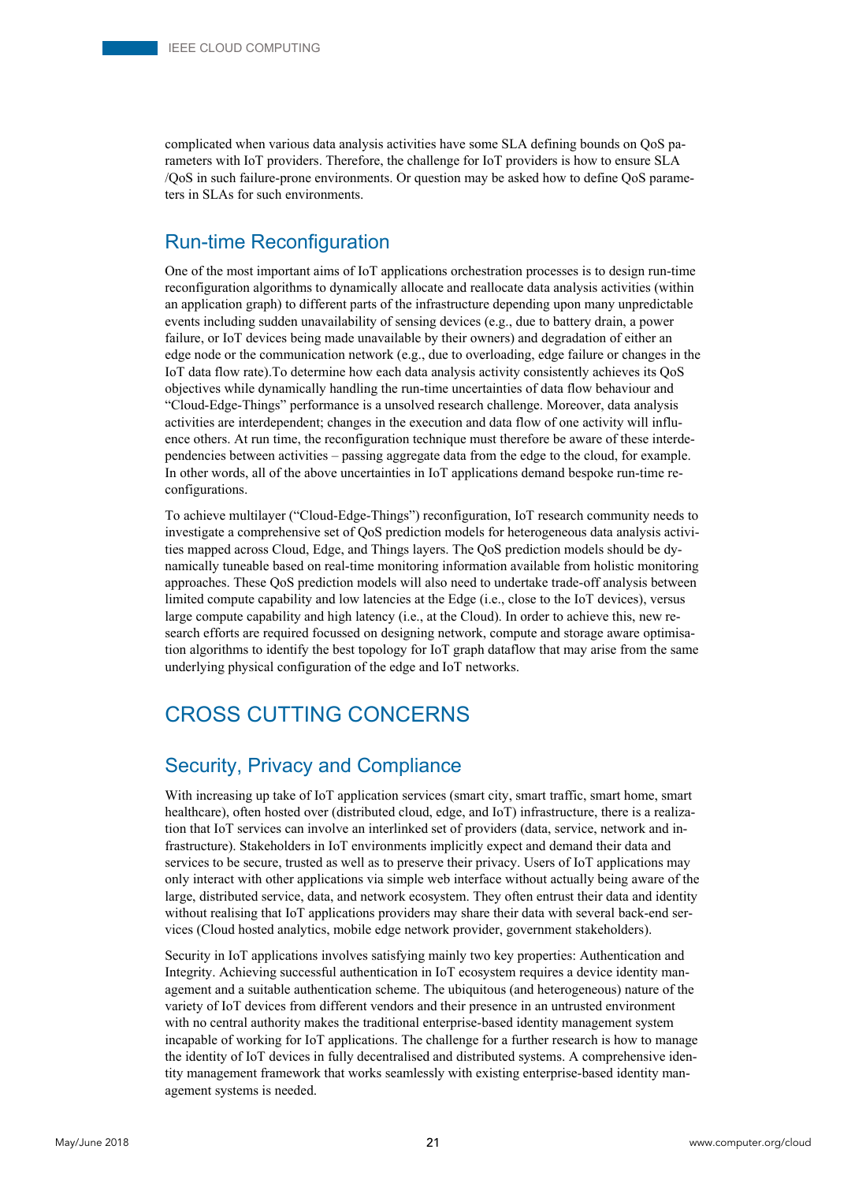complicated when various data analysis activities have some SLA defining bounds on QoS parameters with IoT providers. Therefore, the challenge for IoT providers is how to ensure SLA /QoS in such failure-prone environments. Or question may be asked how to define QoS parameters in SLAs for such environments.

## Run-time Reconfiguration

One of the most important aims of IoT applications orchestration processes is to design run-time reconfiguration algorithms to dynamically allocate and reallocate data analysis activities (within an application graph) to different parts of the infrastructure depending upon many unpredictable events including sudden unavailability of sensing devices (e.g., due to battery drain, a power failure, or IoT devices being made unavailable by their owners) and degradation of either an edge node or the communication network (e.g., due to overloading, edge failure or changes in the IoT data flow rate).To determine how each data analysis activity consistently achieves its QoS objectives while dynamically handling the run-time uncertainties of data flow behaviour and "Cloud-Edge-Things" performance is a unsolved research challenge. Moreover, data analysis activities are interdependent; changes in the execution and data flow of one activity will influence others. At run time, the reconfiguration technique must therefore be aware of these interdependencies between activities – passing aggregate data from the edge to the cloud, for example. In other words, all of the above uncertainties in IoT applications demand bespoke run-time reconfigurations.

To achieve multilayer ("Cloud-Edge-Things") reconfiguration, IoT research community needs to investigate a comprehensive set of QoS prediction models for heterogeneous data analysis activities mapped across Cloud, Edge, and Things layers. The QoS prediction models should be dynamically tuneable based on real-time monitoring information available from holistic monitoring approaches. These QoS prediction models will also need to undertake trade-off analysis between limited compute capability and low latencies at the Edge (i.e., close to the IoT devices), versus large compute capability and high latency (i.e., at the Cloud). In order to achieve this, new research efforts are required focussed on designing network, compute and storage aware optimisation algorithms to identify the best topology for IoT graph dataflow that may arise from the same underlying physical configuration of the edge and IoT networks.

# CROSS CUTTING CONCERNS

## Security, Privacy and Compliance

With increasing up take of IoT application services (smart city, smart traffic, smart home, smart healthcare), often hosted over (distributed cloud, edge, and IoT) infrastructure, there is a realization that IoT services can involve an interlinked set of providers (data, service, network and infrastructure). Stakeholders in IoT environments implicitly expect and demand their data and services to be secure, trusted as well as to preserve their privacy. Users of IoT applications may only interact with other applications via simple web interface without actually being aware of the large, distributed service, data, and network ecosystem. They often entrust their data and identity without realising that IoT applications providers may share their data with several back-end services (Cloud hosted analytics, mobile edge network provider, government stakeholders).

Security in IoT applications involves satisfying mainly two key properties: Authentication and Integrity. Achieving successful authentication in IoT ecosystem requires a device identity management and a suitable authentication scheme. The ubiquitous (and heterogeneous) nature of the variety of IoT devices from different vendors and their presence in an untrusted environment with no central authority makes the traditional enterprise-based identity management system incapable of working for IoT applications. The challenge for a further research is how to manage the identity of IoT devices in fully decentralised and distributed systems. A comprehensive identity management framework that works seamlessly with existing enterprise-based identity management systems is needed.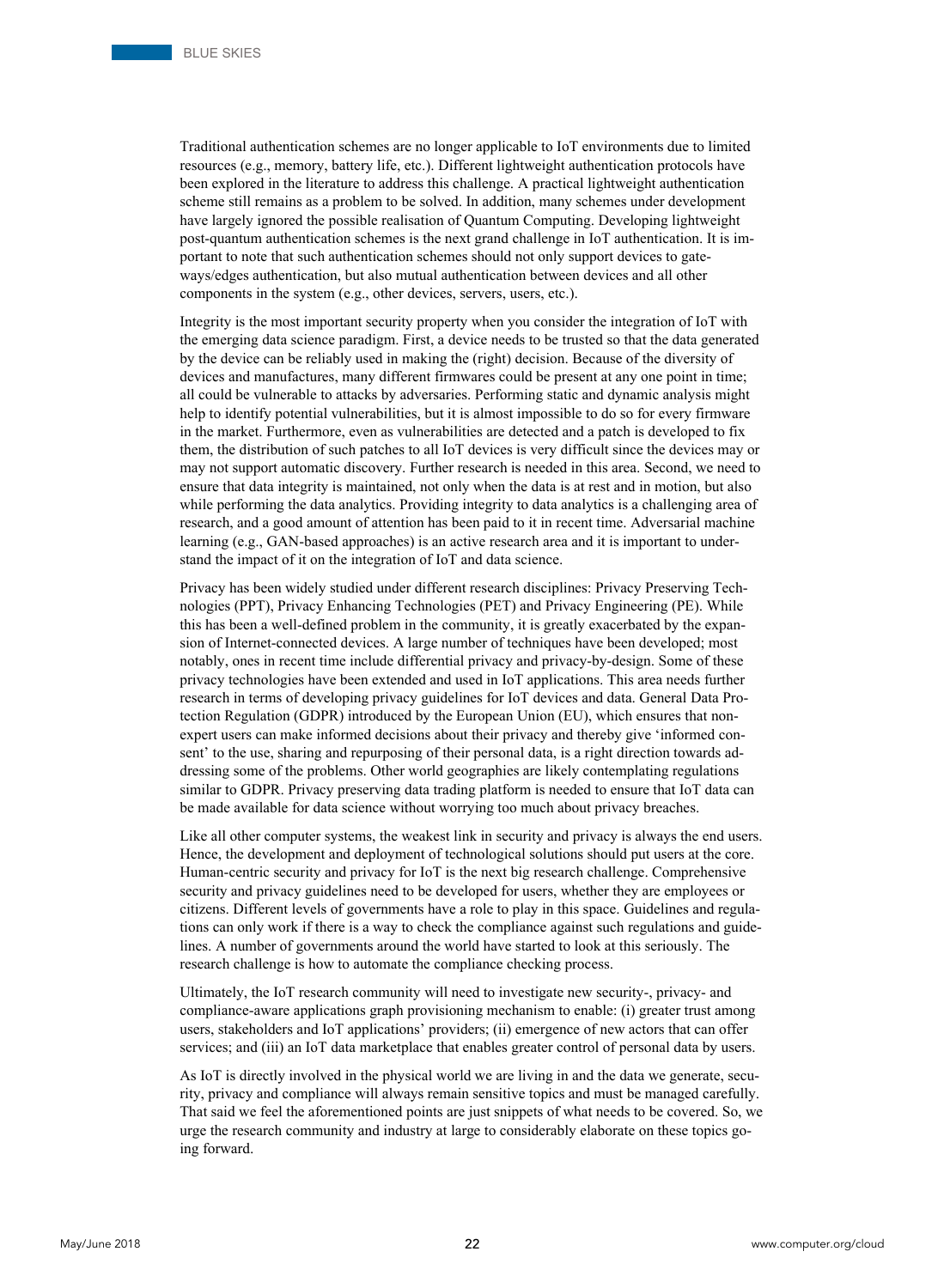Traditional authentication schemes are no longer applicable to IoT environments due to limited resources (e.g., memory, battery life, etc.). Different lightweight authentication protocols have been explored in the literature to address this challenge. A practical lightweight authentication scheme still remains as a problem to be solved. In addition, many schemes under development have largely ignored the possible realisation of Quantum Computing. Developing lightweight post-quantum authentication schemes is the next grand challenge in IoT authentication. It is important to note that such authentication schemes should not only support devices to gateways/edges authentication, but also mutual authentication between devices and all other components in the system (e.g., other devices, servers, users, etc.).

Integrity is the most important security property when you consider the integration of IoT with the emerging data science paradigm. First, a device needs to be trusted so that the data generated by the device can be reliably used in making the (right) decision. Because of the diversity of devices and manufactures, many different firmwares could be present at any one point in time; all could be vulnerable to attacks by adversaries. Performing static and dynamic analysis might help to identify potential vulnerabilities, but it is almost impossible to do so for every firmware in the market. Furthermore, even as vulnerabilities are detected and a patch is developed to fix them, the distribution of such patches to all IoT devices is very difficult since the devices may or may not support automatic discovery. Further research is needed in this area. Second, we need to ensure that data integrity is maintained, not only when the data is at rest and in motion, but also while performing the data analytics. Providing integrity to data analytics is a challenging area of research, and a good amount of attention has been paid to it in recent time. Adversarial machine learning (e.g., GAN-based approaches) is an active research area and it is important to understand the impact of it on the integration of IoT and data science.

Privacy has been widely studied under different research disciplines: Privacy Preserving Technologies (PPT), Privacy Enhancing Technologies (PET) and Privacy Engineering (PE). While this has been a well-defined problem in the community, it is greatly exacerbated by the expansion of Internet-connected devices. A large number of techniques have been developed; most notably, ones in recent time include differential privacy and privacy-by-design. Some of these privacy technologies have been extended and used in IoT applications. This area needs further research in terms of developing privacy guidelines for IoT devices and data. General Data Protection Regulation (GDPR) introduced by the European Union (EU), which ensures that non-expert users can make informed decisions about their privacy and thereby give 'informed consent' to the use, sharing and repurposing of their personal data, is a right direction towards addressing some of the problems. Other world geographies are likely contemplating regulations similar to GDPR. Privacy preserving data trading platform is needed to ensure that IoT data can be made available for data science without worrying too much about privacy breaches.

Like all other computer systems, the weakest link in security and privacy is always the end users. Hence, the development and deployment of technological solutions should put users at the core. Human-centric security and privacy for IoT is the next big research challenge. Comprehensive security and privacy guidelines need to be developed for users, whether they are employees or citizens. Different levels of governments have a role to play in this space. Guidelines and regulations can only work if there is a way to check the compliance against such regulations and guidelines. A number of governments around the world have started to look at this seriously. The research challenge is how to automate the compliance checking process.

Ultimately, the IoT research community will need to investigate new security-, privacy- and compliance-aware applications graph provisioning mechanism to enable: (i) greater trust among users, stakeholders and IoT applications' providers; (ii) emergence of new actors that can offer services; and (iii) an IoT data marketplace that enables greater control of personal data by users.

As IoT is directly involved in the physical world we are living in and the data we generate, security, privacy and compliance will always remain sensitive topics and must be managed carefully. That said we feel the aforementioned points are just snippets of what needs to be covered. So, we urge the research community and industry at large to considerably elaborate on these topics going forward.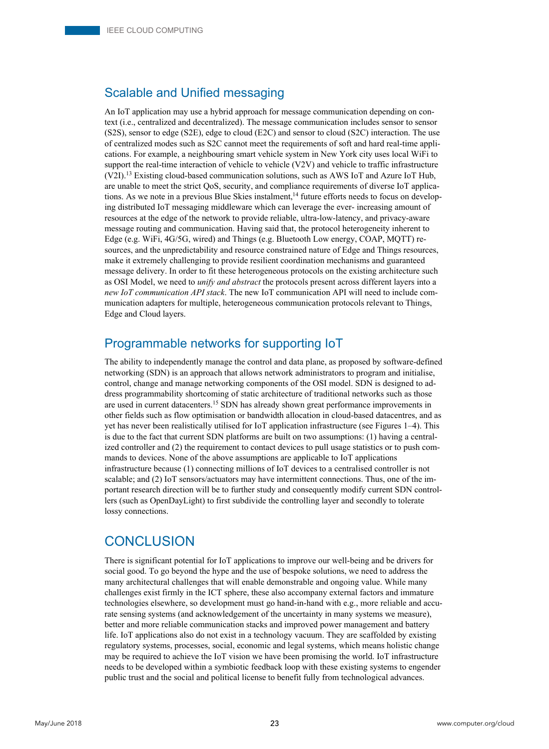## Scalable and Unified messaging

An IoT application may use a hybrid approach for message communication depending on context (i.e., centralized and decentralized). The message communication includes sensor to sensor (S2S), sensor to edge (S2E), edge to cloud (E2C) and sensor to cloud (S2C) interaction. The use of centralized modes such as S2C cannot meet the requirements of soft and hard real-time applications. For example, a neighbouring smart vehicle system in New York city uses local WiFi to support the real-time interaction of vehicle to vehicle (V2V) and vehicle to traffic infrastructure (V2I).[13] Existing cloud-based communication solutions, such as AWS IoT and Azure IoT Hub, are unable to meet the strict QoS, security, and compliance requirements of diverse IoT applications. As we note in a previous Blue Skies instalment,[14] future efforts needs to focus on developing distributed IoT messaging middleware which can leverage the ever- increasing amount of resources at the edge of the network to provide reliable, ultra-low-latency, and privacy-aware message routing and communication. Having said that, the protocol heterogeneity inherent to Edge (e.g. WiFi, 4G/5G, wired) and Things (e.g. Bluetooth Low energy, COAP, MQTT) resources, and the unpredictability and resource constrained nature of Edge and Things resources, make it extremely challenging to provide resilient coordination mechanisms and guaranteed message delivery. In order to fit these heterogeneous protocols on the existing architecture such as OSI Model, we need to *unify and abstract* the protocols present across different layers into a *new IoT communication API stack*. The new IoT communication API will need to include communication adapters for multiple, heterogeneous communication protocols relevant to Things, Edge and Cloud layers.

## Programmable networks for supporting IoT

The ability to independently manage the control and data plane, as proposed by software-defined networking (SDN) is an approach that allows network administrators to program and initialise, control, change and manage networking components of the OSI model. SDN is designed to address programmability shortcoming of static architecture of traditional networks such as those are used in current datacenters.[15] SDN has already shown great performance improvements in other fields such as flow optimisation or bandwidth allocation in cloud-based datacentres, and as yet has never been realistically utilised for IoT application infrastructure (see Figures 1–4). This is due to the fact that current SDN platforms are built on two assumptions: (1) having a centralized controller and (2) the requirement to contact devices to pull usage statistics or to push commands to devices. None of the above assumptions are applicable to IoT applications infrastructure because (1) connecting millions of IoT devices to a centralised controller is not scalable; and (2) IoT sensors/actuators may have intermittent connections. Thus, one of the important research direction will be to further study and consequently modify current SDN controllers (such as OpenDayLight) to first subdivide the controlling layer and secondly to tolerate lossy connections.

# CONCLUSION

There is significant potential for IoT applications to improve our well-being and be drivers for social good. To go beyond the hype and the use of bespoke solutions, we need to address the many architectural challenges that will enable demonstrable and ongoing value. While many challenges exist firmly in the ICT sphere, these also accompany external factors and immature technologies elsewhere, so development must go hand-in-hand with e.g., more reliable and accurate sensing systems (and acknowledgement of the uncertainty in many systems we measure), better and more reliable communication stacks and improved power management and battery life. IoT applications also do not exist in a technology vacuum. They are scaffolded by existing regulatory systems, processes, social, economic and legal systems, which means holistic change may be required to achieve the IoT vision we have been promising the world. IoT infrastructure needs to be developed within a symbiotic feedback loop with these existing systems to engender public trust and the social and political license to benefit fully from technological advances.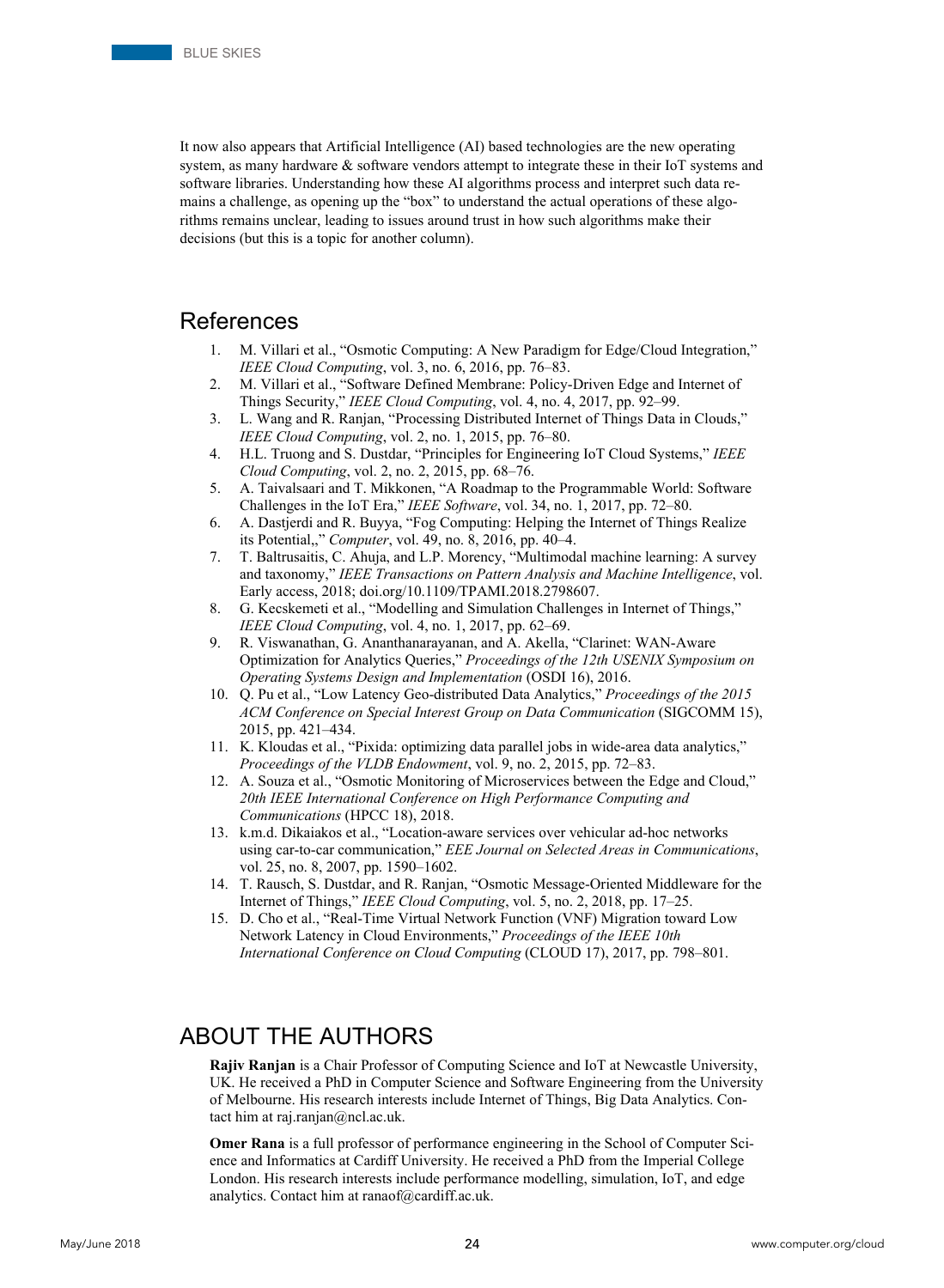It now also appears that Artificial Intelligence (AI) based technologies are the new operating system, as many hardware & software vendors attempt to integrate these in their IoT systems and software libraries. Understanding how these AI algorithms process and interpret such data remains a challenge, as opening up the "box" to understand the actual operations of these algorithms remains unclear, leading to issues around trust in how such algorithms make their decisions (but this is a topic for another column).

## References

1. M. Villari et al., "Osmotic Computing: A New Paradigm for Edge/Cloud Integration," *IEEE Cloud Computing*, vol. 3, no. 6, 2016, pp. 76–83.
2. M. Villari et al., "Software Defined Membrane: Policy-Driven Edge and Internet of Things Security," *IEEE Cloud Computing*, vol. 4, no. 4, 2017, pp. 92–99.
3. L. Wang and R. Ranjan, "Processing Distributed Internet of Things Data in Clouds," *IEEE Cloud Computing*, vol. 2, no. 1, 2015, pp. 76–80.
4. H.L. Truong and S. Dustdar, "Principles for Engineering IoT Cloud Systems," *IEEE Cloud Computing*, vol. 2, no. 2, 2015, pp. 68–76.
5. A. Taivalsaari and T. Mikkonen, "A Roadmap to the Programmable World: Software Challenges in the IoT Era," *IEEE Software*, vol. 34, no. 1, 2017, pp. 72–80.
6. A. Dastjerdi and R. Buyya, "Fog Computing: Helping the Internet of Things Realize its Potential,," *Computer*, vol. 49, no. 8, 2016, pp. 40–4.
7. T. Baltrusaitis, C. Ahuja, and L.P. Morency, "Multimodal machine learning: A survey and taxonomy," *IEEE Transactions on Pattern Analysis and Machine Intelligence*, vol. Early access, 2018; doi.org/10.1109/TPAMI.2018.2798607.
8. G. Kecskemeti et al., "Modelling and Simulation Challenges in Internet of Things," *IEEE Cloud Computing*, vol. 4, no. 1, 2017, pp. 62–69.
9. R. Viswanathan, G. Ananthanarayanan, and A. Akella, "Clarinet: WAN-Aware Optimization for Analytics Queries," *Proceedings of the 12th USENIX Symposium on Operating Systems Design and Implementation* (OSDI 16), 2016.
10. Q. Pu et al., "Low Latency Geo-distributed Data Analytics," *Proceedings of the 2015 ACM Conference on Special Interest Group on Data Communication* (SIGCOMM 15), 2015, pp. 421–434.
11. K. Kloudas et al., "Pixida: optimizing data parallel jobs in wide-area data analytics," *Proceedings of the VLDB Endowment*, vol. 9, no. 2, 2015, pp. 72–83.
12. A. Souza et al., "Osmotic Monitoring of Microservices between the Edge and Cloud," *20th IEEE International Conference on High Performance Computing and Communications* (HPCC 18), 2018.
13. k.m.d. Dikaiakos et al., "Location-aware services over vehicular ad-hoc networks using car-to-car communication," *EEE Journal on Selected Areas in Communications*, vol. 25, no. 8, 2007, pp. 1590–1602.
14. T. Rausch, S. Dustdar, and R. Ranjan, "Osmotic Message-Oriented Middleware for the Internet of Things," *IEEE Cloud Computing*, vol. 5, no. 2, 2018, pp. 17–25.
15. D. Cho et al., "Real-Time Virtual Network Function (VNF) Migration toward Low Network Latency in Cloud Environments," *Proceedings of the IEEE 10th International Conference on Cloud Computing* (CLOUD 17), 2017, pp. 798–801.

## ABOUT THE AUTHORS

**Rajiv Ranjan** is a Chair Professor of Computing Science and IoT at Newcastle University, UK. He received a PhD in Computer Science and Software Engineering from the University of Melbourne. His research interests include Internet of Things, Big Data Analytics. Contact him at raj.ranjan@ncl.ac.uk.

**Omer Rana** is a full professor of performance engineering in the School of Computer Science and Informatics at Cardiff University. He received a PhD from the Imperial College London. His research interests include performance modelling, simulation, IoT, and edge analytics. Contact him at ranaof@cardiff.ac.uk.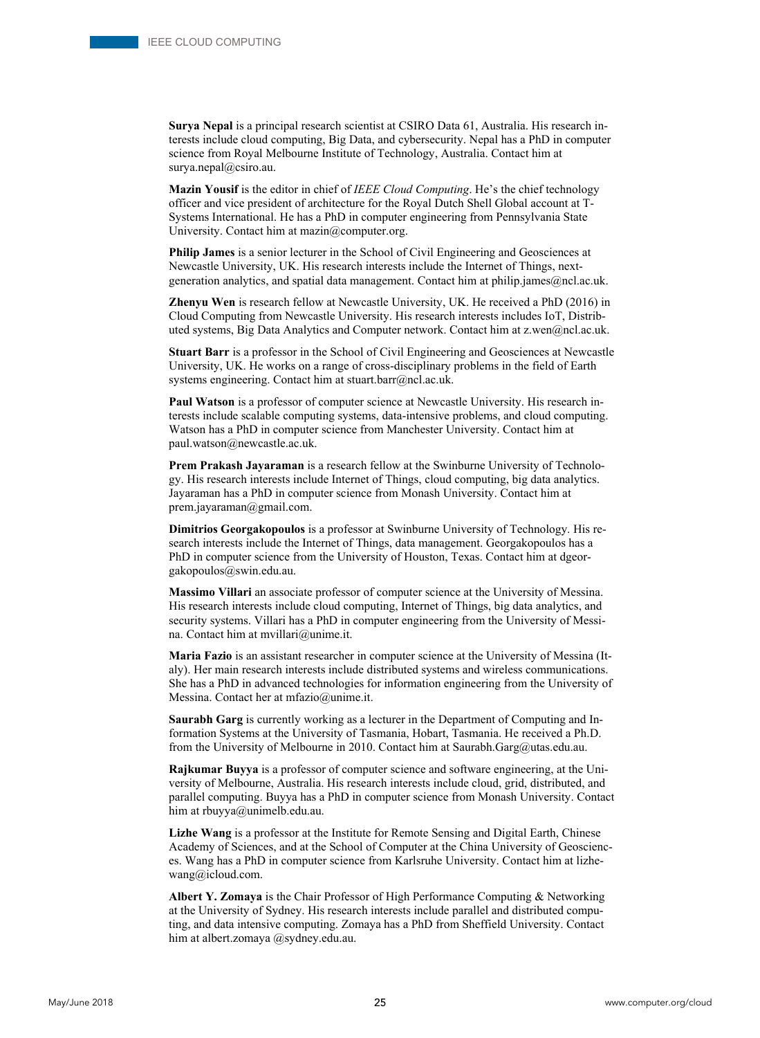**Surya Nepal** is a principal research scientist at CSIRO Data 61, Australia. His research interests include cloud computing, Big Data, and cybersecurity. Nepal has a PhD in computer science from Royal Melbourne Institute of Technology, Australia. Contact him at surya.nepal@csiro.au.

**Mazin Yousif** is the editor in chief of *IEEE Cloud Computing*. He's the chief technology officer and vice president of architecture for the Royal Dutch Shell Global account at T-Systems International. He has a PhD in computer engineering from Pennsylvania State University. Contact him at mazin@computer.org.

**Philip James** is a senior lecturer in the School of Civil Engineering and Geosciences at Newcastle University, UK. His research interests include the Internet of Things, next-generation analytics, and spatial data management. Contact him at philip.james@ncl.ac.uk.

**Zhenyu Wen** is research fellow at Newcastle University, UK. He received a PhD (2016) in Cloud Computing from Newcastle University. His research interests includes IoT, Distributed systems, Big Data Analytics and Computer network. Contact him at z.wen@ncl.ac.uk.

**Stuart Barr** is a professor in the School of Civil Engineering and Geosciences at Newcastle University, UK. He works on a range of cross-disciplinary problems in the field of Earth systems engineering. Contact him at stuart.barr@ncl.ac.uk.

**Paul Watson** is a professor of computer science at Newcastle University. His research interests include scalable computing systems, data-intensive problems, and cloud computing. Watson has a PhD in computer science from Manchester University. Contact him at paul.watson@newcastle.ac.uk.

**Prem Prakash Jayaraman** is a research fellow at the Swinburne University of Technology. His research interests include Internet of Things, cloud computing, big data analytics. Jayaraman has a PhD in computer science from Monash University. Contact him at prem.jayaraman@gmail.com.

**Dimitrios Georgakopoulos** is a professor at Swinburne University of Technology. His research interests include the Internet of Things, data management. Georgakopoulos has a PhD in computer science from the University of Houston, Texas. Contact him at dgeorgakopoulos@swin.edu.au.

**Massimo Villari** an associate professor of computer science at the University of Messina. His research interests include cloud computing, Internet of Things, big data analytics, and security systems. Villari has a PhD in computer engineering from the University of Messina. Contact him at mvillari@unime.it.

**Maria Fazio** is an assistant researcher in computer science at the University of Messina (Italy). Her main research interests include distributed systems and wireless communications. She has a PhD in advanced technologies for information engineering from the University of Messina. Contact her at mfazio@unime.it.

**Saurabh Garg** is currently working as a lecturer in the Department of Computing and Information Systems at the University of Tasmania, Hobart, Tasmania. He received a Ph.D. from the University of Melbourne in 2010. Contact him at Saurabh.Garg@utas.edu.au.

**Rajkumar Buyya** is a professor of computer science and software engineering, at the University of Melbourne, Australia. His research interests include cloud, grid, distributed, and parallel computing. Buyya has a PhD in computer science from Monash University. Contact him at rbuyya@unimelb.edu.au.

**Lizhe Wang** is a professor at the Institute for Remote Sensing and Digital Earth, Chinese Academy of Sciences, and at the School of Computer at the China University of Geosciences. Wang has a PhD in computer science from Karlsruhe University. Contact him at lizhewang@icloud.com.

**Albert Y. Zomaya** is the Chair Professor of High Performance Computing & Networking at the University of Sydney. His research interests include parallel and distributed computing, and data intensive computing. Zomaya has a PhD from Sheffield University. Contact him at albert.zomaya @sydney.edu.au.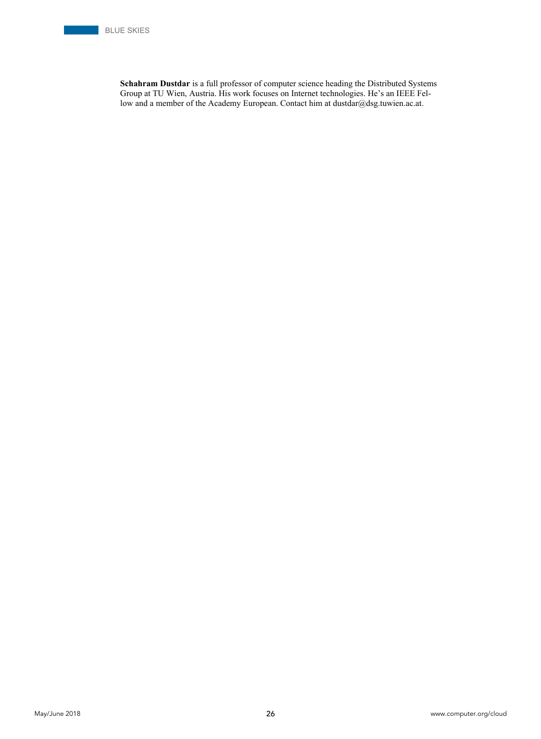**Schahram Dustdar** is a full professor of computer science heading the Distributed Systems Group at TU Wien, Austria. His work focuses on Internet technologies. He's an IEEE Fellow and a member of the Academy European. Contact him at dustdar@dsg.tuwien.ac.at.